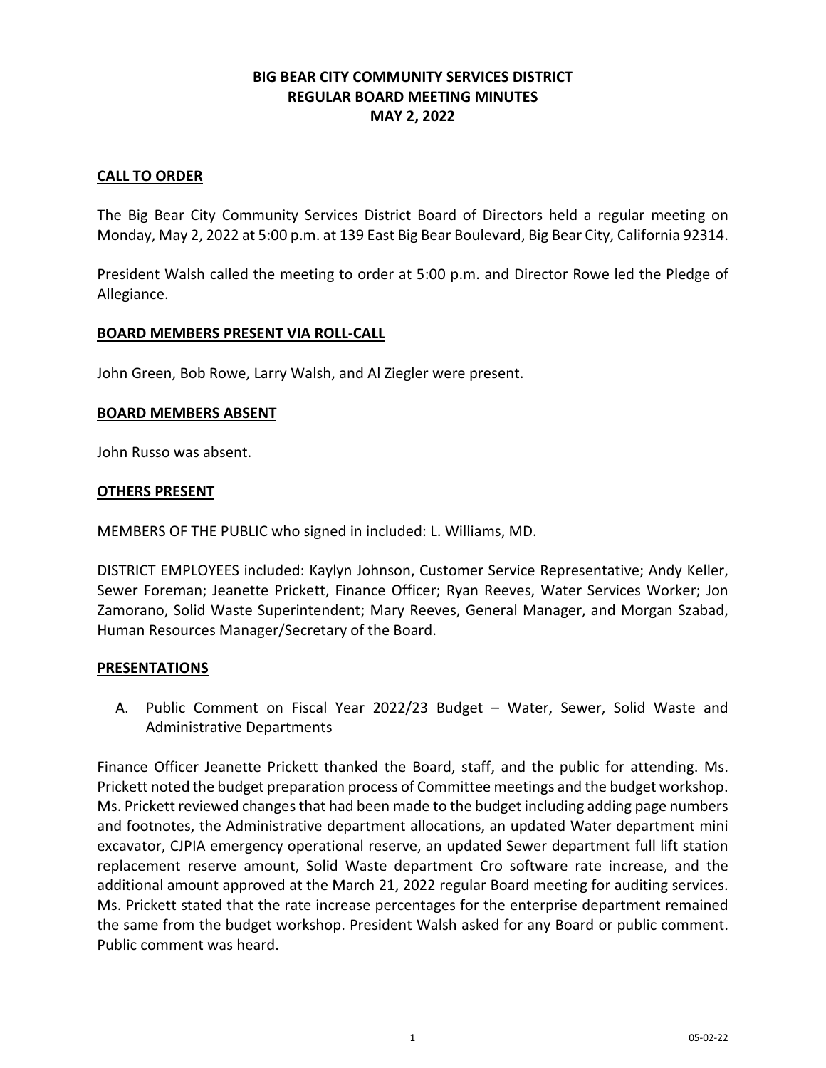# BIG BEAR CITY COMMUNITY SERVICES DISTRICT
## REGULAR BOARD MEETING MINUTES
## MAY 2, 2022

**CALL TO ORDER**

The Big Bear City Community Services District Board of Directors held a regular meeting on Monday, May 2, 2022 at 5:00 p.m. at 139 East Big Bear Boulevard, Big Bear City, California 92314.

President Walsh called the meeting to order at 5:00 p.m. and Director Rowe led the Pledge of Allegiance.

**BOARD MEMBERS PRESENT VIA ROLL-CALL**

John Green, Bob Rowe, Larry Walsh, and Al Ziegler were present.

**BOARD MEMBERS ABSENT**

John Russo was absent.

**OTHERS PRESENT**

MEMBERS OF THE PUBLIC who signed in included: L. Williams, MD.

DISTRICT EMPLOYEES included: Kaylyn Johnson, Customer Service Representative; Andy Keller, Sewer Foreman; Jeanette Prickett, Finance Officer; Ryan Reeves, Water Services Worker; Jon Zamorano, Solid Waste Superintendent; Mary Reeves, General Manager, and Morgan Szabad, Human Resources Manager/Secretary of the Board.

**PRESENTATIONS**

A. Public Comment on Fiscal Year 2022/23 Budget – Water, Sewer, Solid Waste and Administrative Departments

Finance Officer Jeanette Prickett thanked the Board, staff, and the public for attending. Ms. Prickett noted the budget preparation process of Committee meetings and the budget workshop. Ms. Prickett reviewed changes that had been made to the budget including adding page numbers and footnotes, the Administrative department allocations, an updated Water department mini excavator, CJPIA emergency operational reserve, an updated Sewer department full lift station replacement reserve amount, Solid Waste department Cro software rate increase, and the additional amount approved at the March 21, 2022 regular Board meeting for auditing services. Ms. Prickett stated that the rate increase percentages for the enterprise department remained the same from the budget workshop. President Walsh asked for any Board or public comment. Public comment was heard.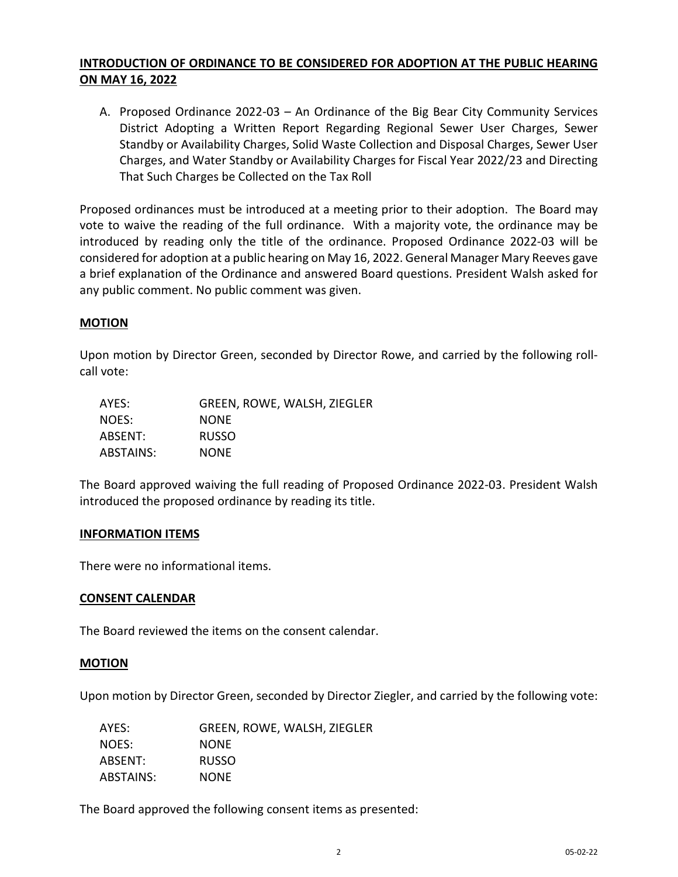## INTRODUCTION OF ORDINANCE TO BE CONSIDERED FOR ADOPTION AT THE PUBLIC HEARING ON MAY 16, 2022

A. Proposed Ordinance 2022-03 – An Ordinance of the Big Bear City Community Services District Adopting a Written Report Regarding Regional Sewer User Charges, Sewer Standby or Availability Charges, Solid Waste Collection and Disposal Charges, Sewer User Charges, and Water Standby or Availability Charges for Fiscal Year 2022/23 and Directing That Such Charges be Collected on the Tax Roll

Proposed ordinances must be introduced at a meeting prior to their adoption. The Board may vote to waive the reading of the full ordinance. With a majority vote, the ordinance may be introduced by reading only the title of the ordinance. Proposed Ordinance 2022-03 will be considered for adoption at a public hearing on May 16, 2022. General Manager Mary Reeves gave a brief explanation of the Ordinance and answered Board questions. President Walsh asked for any public comment. No public comment was given.

### MOTION

Upon motion by Director Green, seconded by Director Rowe, and carried by the following roll-call vote:

| | |
|---|---|
| AYES: | GREEN, ROWE, WALSH, ZIEGLER |
| NOES: | NONE |
| ABSENT: | RUSSO |
| ABSTAINS: | NONE |

The Board approved waiving the full reading of Proposed Ordinance 2022-03. President Walsh introduced the proposed ordinance by reading its title.

## INFORMATION ITEMS

There were no informational items.

## CONSENT CALENDAR

The Board reviewed the items on the consent calendar.

### MOTION

Upon motion by Director Green, seconded by Director Ziegler, and carried by the following vote:

| | |
|---|---|
| AYES: | GREEN, ROWE, WALSH, ZIEGLER |
| NOES: | NONE |
| ABSENT: | RUSSO |
| ABSTAINS: | NONE |

The Board approved the following consent items as presented: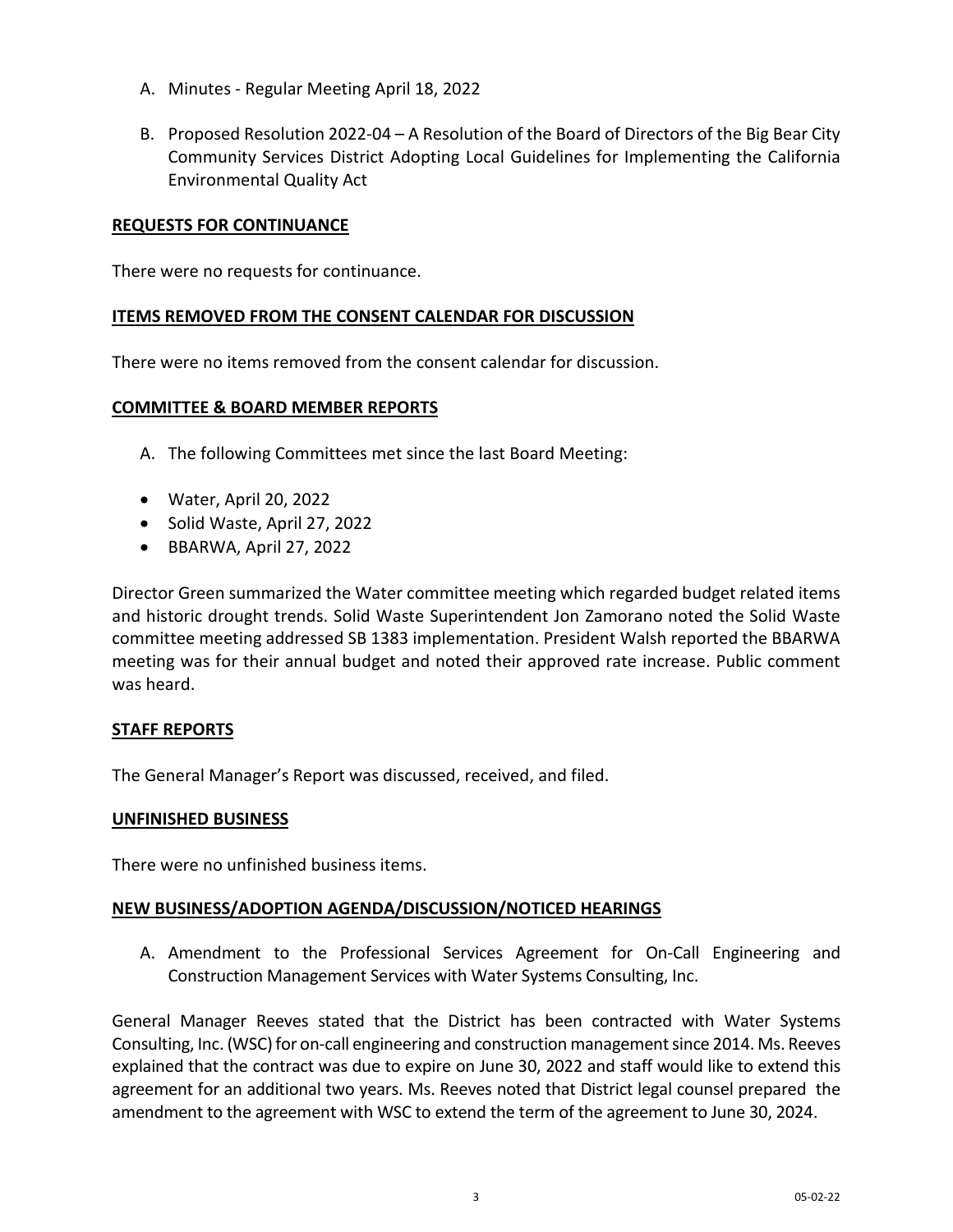A. Minutes - Regular Meeting April 18, 2022

B. Proposed Resolution 2022-04 – A Resolution of the Board of Directors of the Big Bear City Community Services District Adopting Local Guidelines for Implementing the California Environmental Quality Act

## REQUESTS FOR CONTINUANCE

There were no requests for continuance.

## ITEMS REMOVED FROM THE CONSENT CALENDAR FOR DISCUSSION

There were no items removed from the consent calendar for discussion.

## COMMITTEE & BOARD MEMBER REPORTS

A. The following Committees met since the last Board Meeting:

- Water, April 20, 2022
- Solid Waste, April 27, 2022
- BBARWA, April 27, 2022

Director Green summarized the Water committee meeting which regarded budget related items and historic drought trends. Solid Waste Superintendent Jon Zamorano noted the Solid Waste committee meeting addressed SB 1383 implementation. President Walsh reported the BBARWA meeting was for their annual budget and noted their approved rate increase. Public comment was heard.

## STAFF REPORTS

The General Manager's Report was discussed, received, and filed.

## UNFINISHED BUSINESS

There were no unfinished business items.

## NEW BUSINESS/ADOPTION AGENDA/DISCUSSION/NOTICED HEARINGS

A. Amendment to the Professional Services Agreement for On-Call Engineering and Construction Management Services with Water Systems Consulting, Inc.

General Manager Reeves stated that the District has been contracted with Water Systems Consulting, Inc. (WSC) for on-call engineering and construction management since 2014. Ms. Reeves explained that the contract was due to expire on June 30, 2022 and staff would like to extend this agreement for an additional two years. Ms. Reeves noted that District legal counsel prepared the amendment to the agreement with WSC to extend the term of the agreement to June 30, 2024.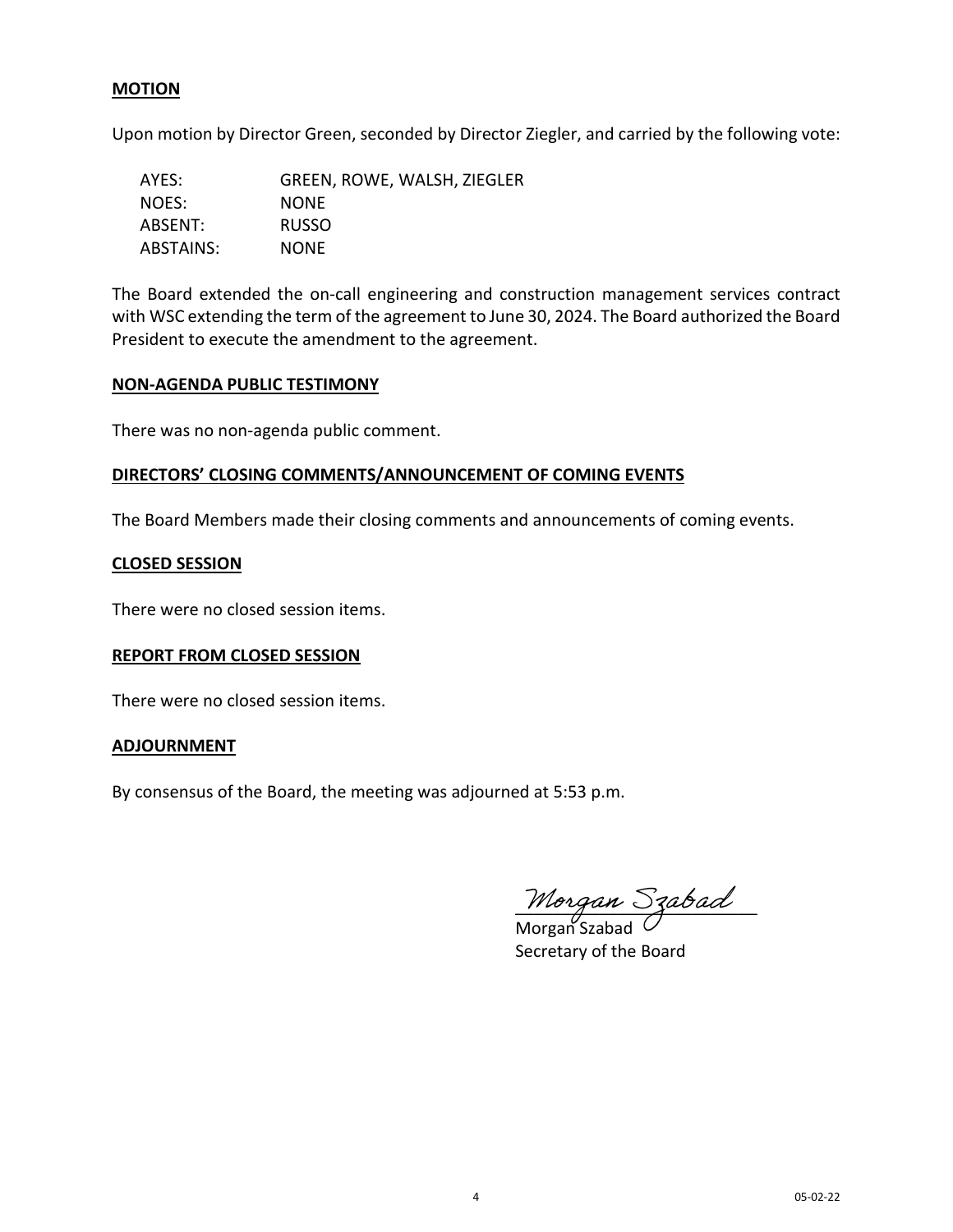**MOTION**

Upon motion by Director Green, seconded by Director Ziegler, and carried by the following vote:

| | |
|---|---|
| AYES: | GREEN, ROWE, WALSH, ZIEGLER |
| NOES: | NONE |
| ABSENT: | RUSSO |
| ABSTAINS: | NONE |

The Board extended the on-call engineering and construction management services contract with WSC extending the term of the agreement to June 30, 2024. The Board authorized the Board President to execute the amendment to the agreement.

**NON-AGENDA PUBLIC TESTIMONY**

There was no non-agenda public comment.

**DIRECTORS' CLOSING COMMENTS/ANNOUNCEMENT OF COMING EVENTS**

The Board Members made their closing comments and announcements of coming events.

**CLOSED SESSION**

There were no closed session items.

**REPORT FROM CLOSED SESSION**

There were no closed session items.

**ADJOURNMENT**

By consensus of the Board, the meeting was adjourned at 5:53 p.m.

Morgan Szabad

Morgan Szabad
Secretary of the Board